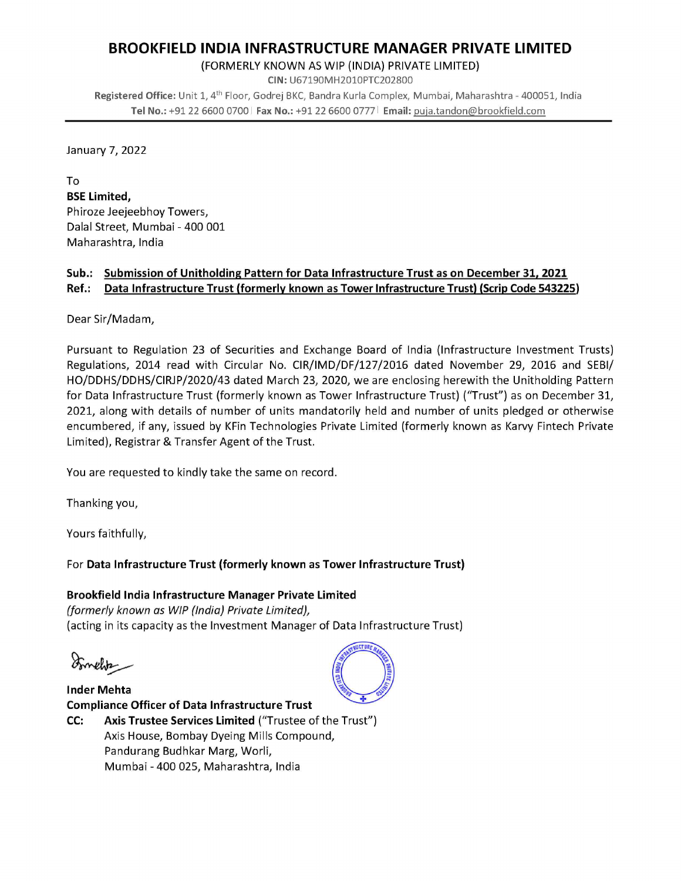# BROOKFIELD INDIA INFRASTRUCTURE MANAGER PRIVATE LIMITED

(FORMERLY KNOWN AS WIP (INDIA) PRIVATE LIMITED)

**CIN:** U67190MH2010PTC202800

**Registered Office:** Unit 1, 4th Floor, Godrej BKC, Bandra Kurla Complex, Mumbai, Maharashtra - 400051, India

**Tel No.:** +91 22 6600 0700 | **Fax No.:** +91 22 6600 0777 | **Email:** puja.tandon@brookfield.com

---

January 7, 2022

To
**BSE Limited,**
Phiroze Jeejeebhoy Towers,
Dalal Street, Mumbai - 400 001
Maharashtra, India

**Sub.: Submission of Unitholding Pattern for Data Infrastructure Trust as on December 31, 2021**
**Ref.: Data Infrastructure Trust (formerly known as Tower Infrastructure Trust) (Scrip Code 543225)**

Dear Sir/Madam,

Pursuant to Regulation 23 of Securities and Exchange Board of India (Infrastructure Investment Trusts) Regulations, 2014 read with Circular No. CIR/IMD/DF/127/2016 dated November 29, 2016 and SEBI/HO/DDHS/DDHS/CIRJP/2020/43 dated March 23, 2020, we are enclosing herewith the Unitholding Pattern for Data Infrastructure Trust (formerly known as Tower Infrastructure Trust) ("Trust") as on December 31, 2021, along with details of number of units mandatorily held and number of units pledged or otherwise encumbered, if any, issued by KFin Technologies Private Limited (formerly known as Karvy Fintech Private Limited), Registrar & Transfer Agent of the Trust.

You are requested to kindly take the same on record.

Thanking you,

Yours faithfully,

For **Data Infrastructure Trust (formerly known as Tower Infrastructure Trust)**

**Brookfield India Infrastructure Manager Private Limited**
*(formerly known as WIP (India) Private Limited),*
(acting in its capacity as the Investment Manager of Data Infrastructure Trust)

**Inder Mehta**
**Compliance Officer of Data Infrastructure Trust**

**CC:** **Axis Trustee Services Limited** ("Trustee of the Trust")
Axis House, Bombay Dyeing Mills Compound,
Pandurang Budhkar Marg, Worli,
Mumbai - 400 025, Maharashtra, India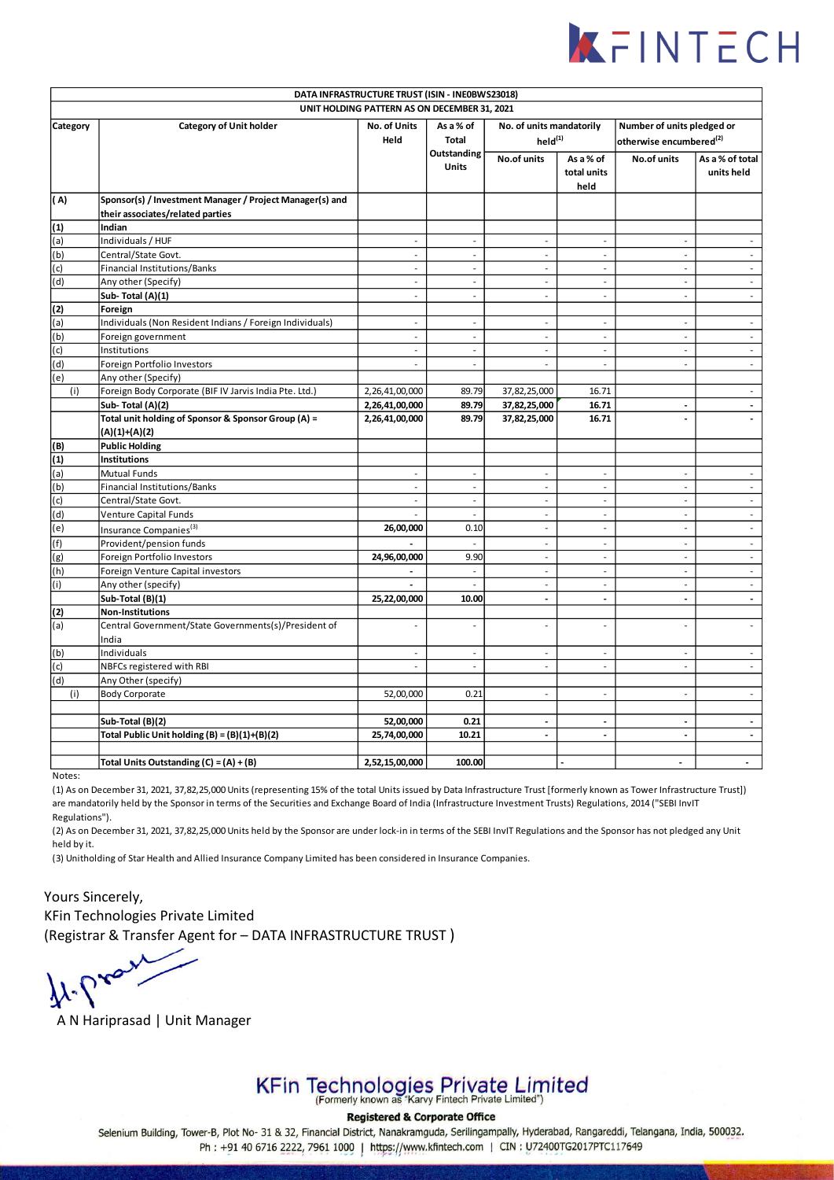| DATA INFRASTRUCTURE TRUST (ISIN - INE0BWS23018) | | | | | | | |
|---|---|---|---|---|---|---|---|
| UNIT HOLDING PATTERN AS ON DECEMBER 31, 2021 | | | | | | | |
| Category | Category of Unit holder | No. of Units Held | As a % of Total Outstanding Units | No. of units mandatorily held[1] | | Number of units pledged or otherwise encumbered[2] | |
| | | | | No.of units | As a % of total units held | No.of units | As a % of total units held |
| (A) | Sponsor(s) / Investment Manager / Project Manager(s) and their associates/related parties | | | | | | |
| (1) | Indian | | | | | | |
| (a) | Individuals / HUF | - | - | - | - | - | - |
| (b) | Central/State Govt. | - | - | - | - | - | - |
| (c) | Financial Institutions/Banks | - | - | - | - | - | - |
| (d) | Any other (Specify) | - | - | - | - | - | - |
| | Sub- Total (A)(1) | - | - | - | - | - | - |
| (2) | Foreign | | | | | | |
| (a) | Individuals (Non Resident Indians / Foreign Individuals) | - | - | - | - | - | - |
| (b) | Foreign government | - | - | - | - | - | - |
| (c) | Institutions | - | - | - | - | - | - |
| (d) | Foreign Portfolio Investors | - | - | - | - | - | - |
| (e) | Any other (Specify) | | | | | | |
| (i) | Foreign Body Corporate (BIF IV Jarvis India Pte. Ltd.) | 2,26,41,00,000 | 89.79 | 37,82,25,000 | 16.71 | | - |
| | Sub- Total (A)(2) | 2,26,41,00,000 | 89.79 | 37,82,25,000 | 16.71 | - | - |
| | Total unit holding of Sponsor & Sponsor Group (A) = (A)(1)+(A)(2) | 2,26,41,00,000 | 89.79 | 37,82,25,000 | 16.71 | - | - |
| (B) | Public Holding | | | | | | |
| (1) | Institutions | | | | | | |
| (a) | Mutual Funds | - | - | - | - | - | - |
| (b) | Financial Institutions/Banks | - | - | - | - | - | - |
| (c) | Central/State Govt. | - | - | - | - | - | - |
| (d) | Venture Capital Funds | - | - | - | - | - | - |
| (e) | Insurance Companies[3] | 26,00,000 | 0.10 | - | - | - | - |
| (f) | Provident/pension funds | - | - | - | - | - | - |
| (g) | Foreign Portfolio Investors | 24,96,00,000 | 9.90 | - | - | - | - |
| (h) | Foreign Venture Capital investors | - | - | - | - | - | - |
| (i) | Any other (specify) | - | - | - | - | - | - |
| | Sub-Total (B)(1) | 25,22,00,000 | 10.00 | - | - | - | - |
| (2) | Non-Institutions | | | | | | |
| (a) | Central Government/State Governments(s)/President of India | - | - | - | - | - | - |
| (b) | Individuals | - | - | - | - | - | - |
| (c) | NBFCs registered with RBI | - | - | - | - | - | - |
| (d) | Any Other (specify) | | | | | | |
| (i) | Body Corporate | 52,00,000 | 0.21 | - | - | - | - |
| | Sub-Total (B)(2) | 52,00,000 | 0.21 | - | - | - | - |
| | Total Public Unit holding (B) = (B)(1)+(B)(2) | 25,74,00,000 | 10.21 | - | - | - | - |
| | Total Units Outstanding (C) = (A) + (B) | 2,52,15,00,000 | 100.00 | | - | - | - |

Notes:

(1) As on December 31, 2021, 37,82,25,000 Units (representing 15% of the total Units issued by Data Infrastructure Trust [formerly known as Tower Infrastructure Trust]) are mandatorily held by the Sponsor in terms of the Securities and Exchange Board of India (Infrastructure Investment Trusts) Regulations, 2014 ("SEBI InvIT Regulations").

(2) As on December 31, 2021, 37,82,25,000 Units held by the Sponsor are under lock-in in terms of the SEBI InvIT Regulations and the Sponsor has not pledged any Unit held by it.

(3) Unitholding of Star Health and Allied Insurance Company Limited has been considered in Insurance Companies.

Yours Sincerely,
KFin Technologies Private Limited
(Registrar & Transfer Agent for – DATA INFRASTRUCTURE TRUST )

A N Hariprasad | Unit Manager

**KFin Technologies Private Limited**
(Formerly known as "Karvy Fintech Private Limited")

**Registered & Corporate Office**
Selenium Building, Tower-B, Plot No- 31 & 32, Financial District, Nanakramguda, Serilingampally, Hyderabad, Rangareddi, Telangana, India, 500032.
Ph : +91 40 6716 2222, 7961 1000 | https://www.kfintech.com | CIN : U72400TG2017PTC117649